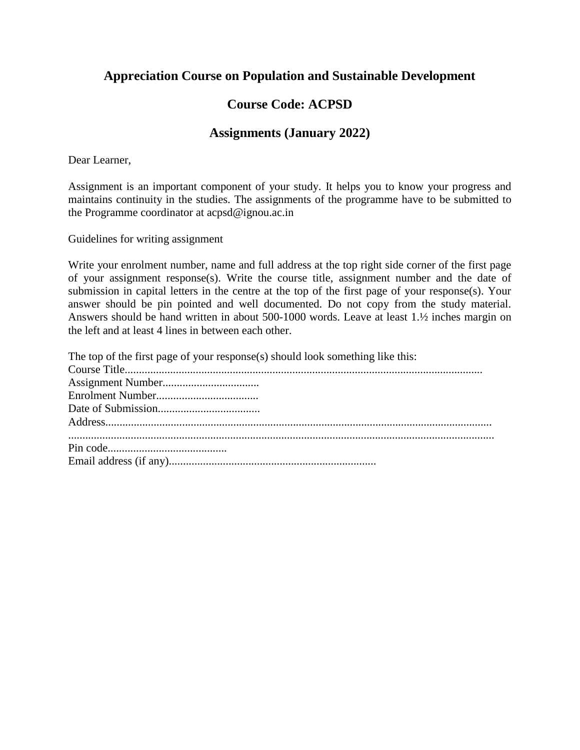# Appreciation Course on Population and Sustainable Development

## Course Code: ACPSD

## Assignments (January 2022)

Dear Learner,

Assignment is an important component of your study. It helps you to know your progress and maintains continuity in the studies. The assignments of the programme have to be submitted to the Programme coordinator at acpsd@ignou.ac.in

Guidelines for writing assignment

Write your enrolment number, name and full address at the top right side corner of the first page of your assignment response(s). Write the course title, assignment number and the date of submission in capital letters in the centre at the top of the first page of your response(s). Your answer should be pin pointed and well documented. Do not copy from the study material. Answers should be hand written in about 500-1000 words. Leave at least 1.½ inches margin on the left and at least 4 lines in between each other.

The top of the first page of your response(s) should look something like this:

Course Title............................................................................................................................
Assignment Number..................................
Enrolment Number....................................
Date of Submission....................................
Address......................................................................................................................................
.....................................................................................................................................................
Pin code..........................................
Email address (if any).........................................................................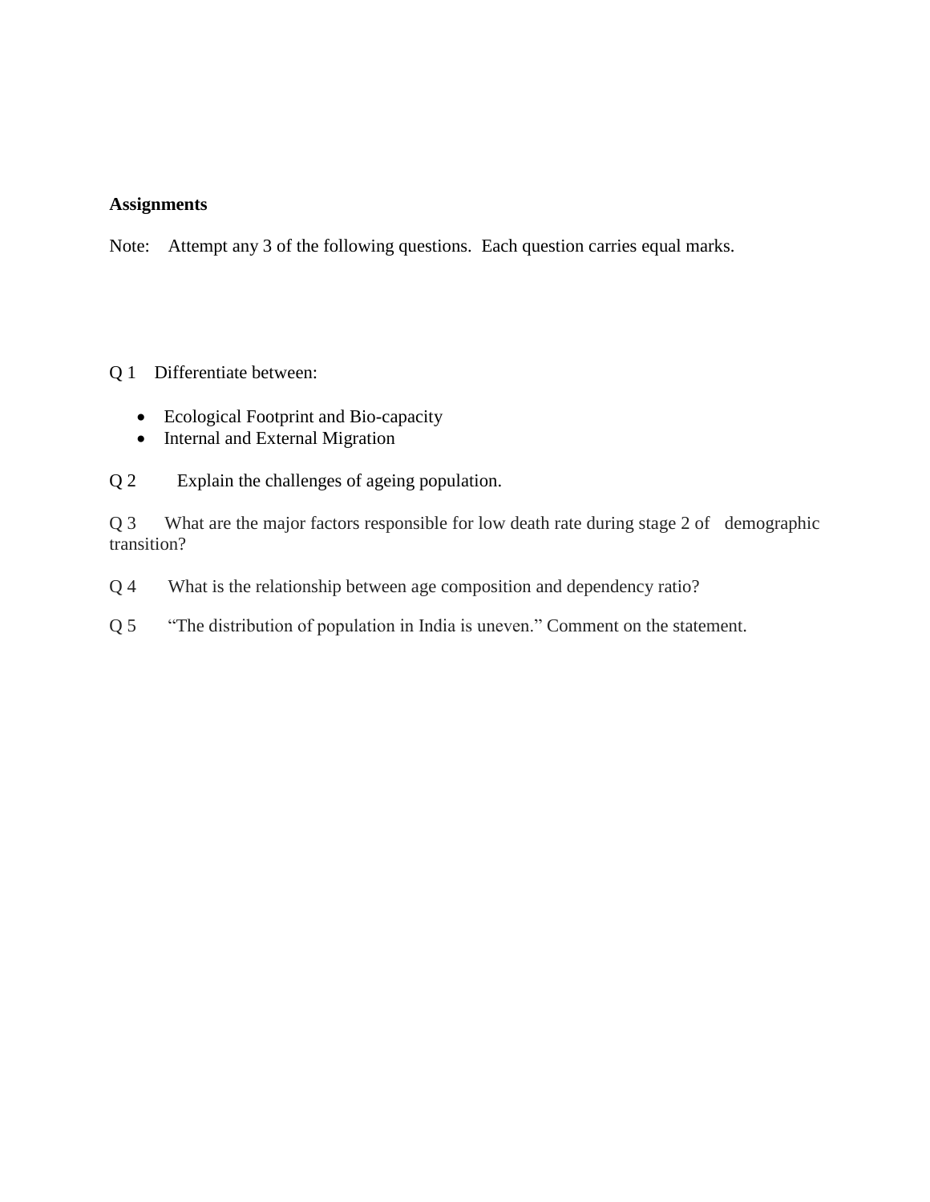**Assignments**

Note: Attempt any 3 of the following questions. Each question carries equal marks.

Q 1 Differentiate between:

- Ecological Footprint and Bio-capacity
- Internal and External Migration

Q 2 Explain the challenges of ageing population.

Q 3 What are the major factors responsible for low death rate during stage 2 of demographic transition?

Q 4 What is the relationship between age composition and dependency ratio?

Q 5 "The distribution of population in India is uneven." Comment on the statement.